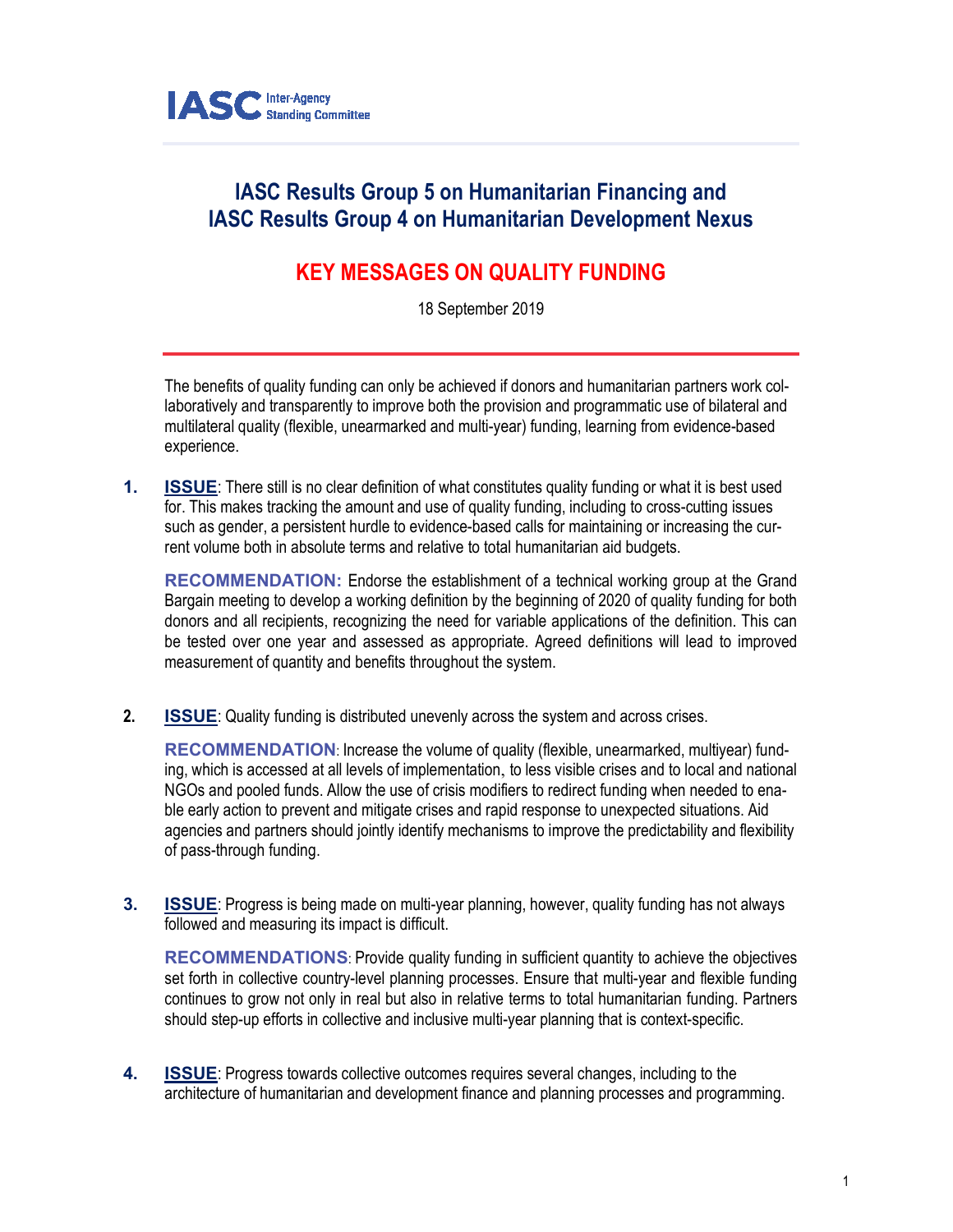IASC Inter-Agency Standing Committee

# IASC Results Group 5 on Humanitarian Financing and IASC Results Group 4 on Humanitarian Development Nexus

## KEY MESSAGES ON QUALITY FUNDING

18 September 2019

The benefits of quality funding can only be achieved if donors and humanitarian partners work collaboratively and transparently to improve both the provision and programmatic use of bilateral and multilateral quality (flexible, unearmarked and multi-year) funding, learning from evidence-based experience.

1. **ISSUE**: There still is no clear definition of what constitutes quality funding or what it is best used for. This makes tracking the amount and use of quality funding, including to cross-cutting issues such as gender, a persistent hurdle to evidence-based calls for maintaining or increasing the current volume both in absolute terms and relative to total humanitarian aid budgets.

   **RECOMMENDATION:** Endorse the establishment of a technical working group at the Grand Bargain meeting to develop a working definition by the beginning of 2020 of quality funding for both donors and all recipients, recognizing the need for variable applications of the definition. This can be tested over one year and assessed as appropriate. Agreed definitions will lead to improved measurement of quantity and benefits throughout the system.

2. **ISSUE**: Quality funding is distributed unevenly across the system and across crises.

   **RECOMMENDATION**: Increase the volume of quality (flexible, unearmarked, multiyear) funding, which is accessed at all levels of implementation, to less visible crises and to local and national NGOs and pooled funds. Allow the use of crisis modifiers to redirect funding when needed to enable early action to prevent and mitigate crises and rapid response to unexpected situations. Aid agencies and partners should jointly identify mechanisms to improve the predictability and flexibility of pass-through funding.

3. **ISSUE**: Progress is being made on multi-year planning, however, quality funding has not always followed and measuring its impact is difficult.

   **RECOMMENDATIONS**: Provide quality funding in sufficient quantity to achieve the objectives set forth in collective country-level planning processes. Ensure that multi-year and flexible funding continues to grow not only in real but also in relative terms to total humanitarian funding. Partners should step-up efforts in collective and inclusive multi-year planning that is context-specific.

4. **ISSUE**: Progress towards collective outcomes requires several changes, including to the architecture of humanitarian and development finance and planning processes and programming.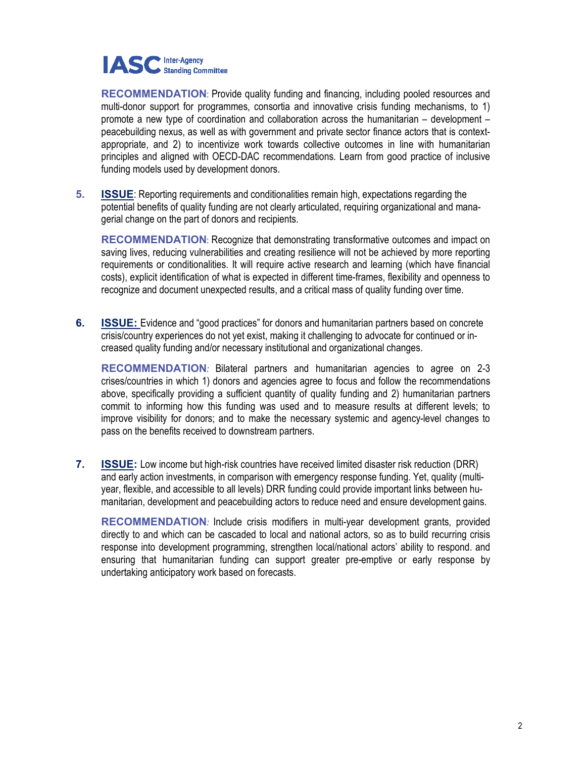**RECOMMENDATION**: Provide quality funding and financing, including pooled resources and multi-donor support for programmes, consortia and innovative crisis funding mechanisms, to 1) promote a new type of coordination and collaboration across the humanitarian – development – peacebuilding nexus, as well as with government and private sector finance actors that is context-appropriate, and 2) to incentivize work towards collective outcomes in line with humanitarian principles and aligned with OECD-DAC recommendations. Learn from good practice of inclusive funding models used by development donors.

5. **ISSUE**: Reporting requirements and conditionalities remain high, expectations regarding the potential benefits of quality funding are not clearly articulated, requiring organizational and managerial change on the part of donors and recipients.

   **RECOMMENDATION**: Recognize that demonstrating transformative outcomes and impact on saving lives, reducing vulnerabilities and creating resilience will not be achieved by more reporting requirements or conditionalities. It will require active research and learning (which have financial costs), explicit identification of what is expected in different time-frames, flexibility and openness to recognize and document unexpected results, and a critical mass of quality funding over time.

6. **ISSUE:** Evidence and "good practices" for donors and humanitarian partners based on concrete crisis/country experiences do not yet exist, making it challenging to advocate for continued or increased quality funding and/or necessary institutional and organizational changes.

   **RECOMMENDATION**: Bilateral partners and humanitarian agencies to agree on 2-3 crises/countries in which 1) donors and agencies agree to focus and follow the recommendations above, specifically providing a sufficient quantity of quality funding and 2) humanitarian partners commit to informing how this funding was used and to measure results at different levels; to improve visibility for donors; and to make the necessary systemic and agency-level changes to pass on the benefits received to downstream partners.

7. **ISSUE:** Low income but high-risk countries have received limited disaster risk reduction (DRR) and early action investments, in comparison with emergency response funding. Yet, quality (multi-year, flexible, and accessible to all levels) DRR funding could provide important links between humanitarian, development and peacebuilding actors to reduce need and ensure development gains.

   **RECOMMENDATION**: Include crisis modifiers in multi-year development grants, provided directly to and which can be cascaded to local and national actors, so as to build recurring crisis response into development programming, strengthen local/national actors' ability to respond. and ensuring that humanitarian funding can support greater pre-emptive or early response by undertaking anticipatory work based on forecasts.